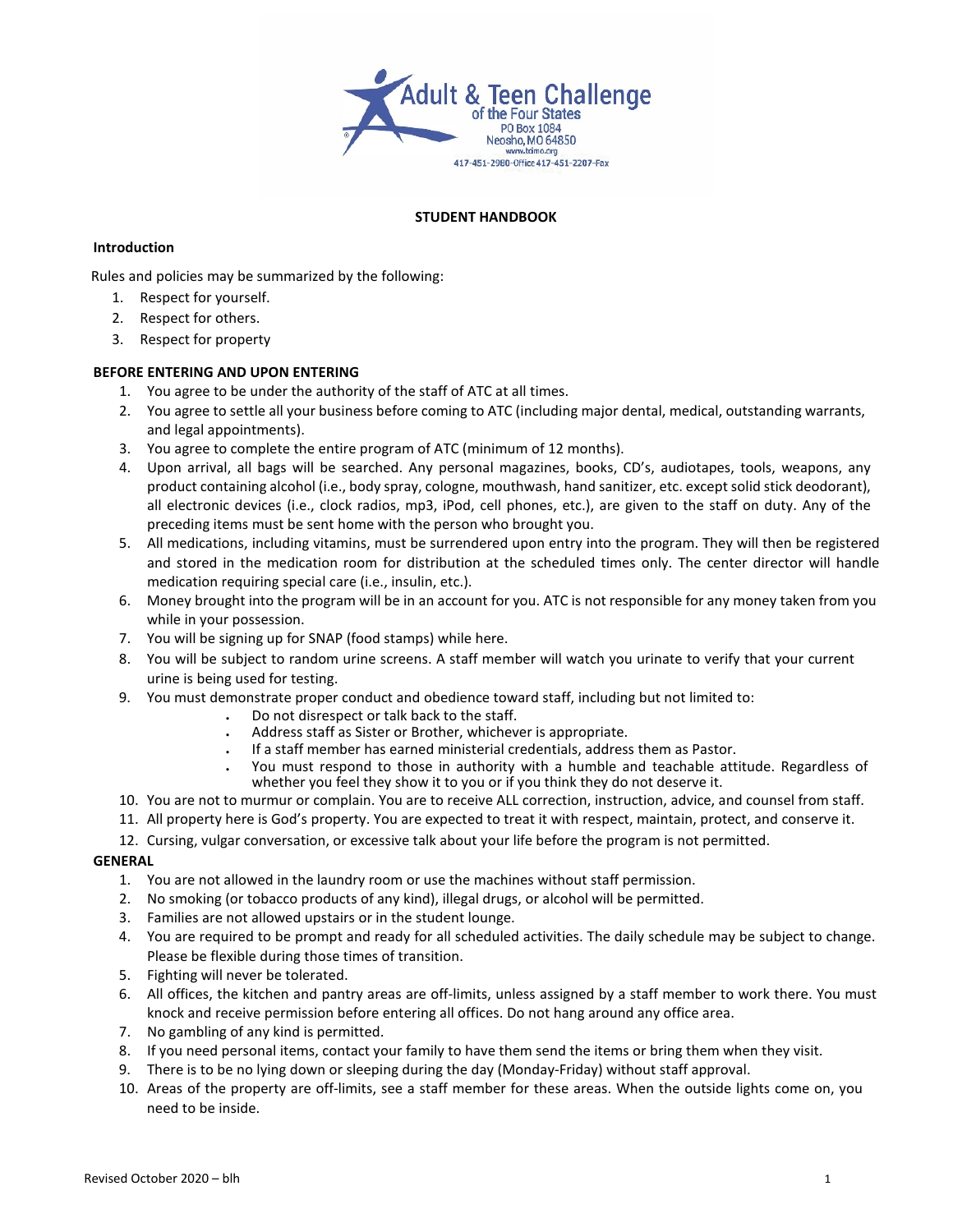Adult & Teen Challenge
of the Four States
PO Box 1084
Neosho, MO 64850
www.tcimo.org
417-451-2980-Office 417-451-2207-Fax

# STUDENT HANDBOOK

## Introduction

Rules and policies may be summarized by the following:

1. Respect for yourself.
2. Respect for others.
3. Respect for property

## BEFORE ENTERING AND UPON ENTERING

1. You agree to be under the authority of the staff of ATC at all times.
2. You agree to settle all your business before coming to ATC (including major dental, medical, outstanding warrants, and legal appointments).
3. You agree to complete the entire program of ATC (minimum of 12 months).
4. Upon arrival, all bags will be searched. Any personal magazines, books, CD's, audiotapes, tools, weapons, any product containing alcohol (i.e., body spray, cologne, mouthwash, hand sanitizer, etc. except solid stick deodorant), all electronic devices (i.e., clock radios, mp3, iPod, cell phones, etc.), are given to the staff on duty. Any of the preceding items must be sent home with the person who brought you.
5. All medications, including vitamins, must be surrendered upon entry into the program. They will then be registered and stored in the medication room for distribution at the scheduled times only. The center director will handle medication requiring special care (i.e., insulin, etc.).
6. Money brought into the program will be in an account for you. ATC is not responsible for any money taken from you while in your possession.
7. You will be signing up for SNAP (food stamps) while here.
8. You will be subject to random urine screens. A staff member will watch you urinate to verify that your current urine is being used for testing.
9. You must demonstrate proper conduct and obedience toward staff, including but not limited to:
   - Do not disrespect or talk back to the staff.
   - Address staff as Sister or Brother, whichever is appropriate.
   - If a staff member has earned ministerial credentials, address them as Pastor.
   - You must respond to those in authority with a humble and teachable attitude. Regardless of whether you feel they show it to you or if you think they do not deserve it.
10. You are not to murmur or complain. You are to receive ALL correction, instruction, advice, and counsel from staff.
11. All property here is God's property. You are expected to treat it with respect, maintain, protect, and conserve it.
12. Cursing, vulgar conversation, or excessive talk about your life before the program is not permitted.

## GENERAL

1. You are not allowed in the laundry room or use the machines without staff permission.
2. No smoking (or tobacco products of any kind), illegal drugs, or alcohol will be permitted.
3. Families are not allowed upstairs or in the student lounge.
4. You are required to be prompt and ready for all scheduled activities. The daily schedule may be subject to change. Please be flexible during those times of transition.
5. Fighting will never be tolerated.
6. All offices, the kitchen and pantry areas are off-limits, unless assigned by a staff member to work there. You must knock and receive permission before entering all offices. Do not hang around any office area.
7. No gambling of any kind is permitted.
8. If you need personal items, contact your family to have them send the items or bring them when they visit.
9. There is to be no lying down or sleeping during the day (Monday-Friday) without staff approval.
10. Areas of the property are off-limits, see a staff member for these areas. When the outside lights come on, you need to be inside.

Revised October 2020 – blh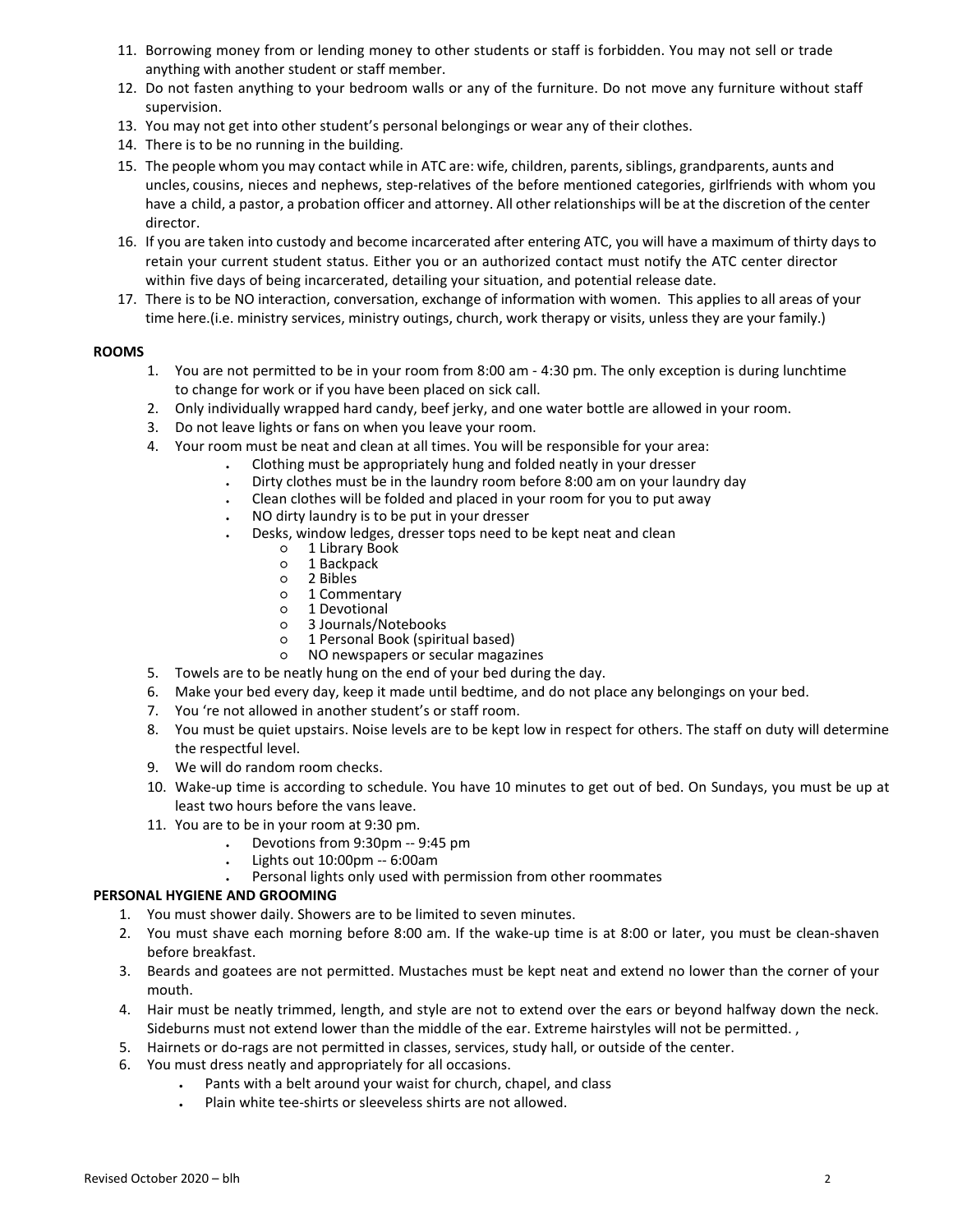11. Borrowing money from or lending money to other students or staff is forbidden. You may not sell or trade anything with another student or staff member.
12. Do not fasten anything to your bedroom walls or any of the furniture. Do not move any furniture without staff supervision.
13. You may not get into other student's personal belongings or wear any of their clothes.
14. There is to be no running in the building.
15. The people whom you may contact while in ATC are: wife, children, parents, siblings, grandparents, aunts and uncles, cousins, nieces and nephews, step-relatives of the before mentioned categories, girlfriends with whom you have a child, a pastor, a probation officer and attorney. All other relationships will be at the discretion of the center director.
16. If you are taken into custody and become incarcerated after entering ATC, you will have a maximum of thirty days to retain your current student status. Either you or an authorized contact must notify the ATC center director within five days of being incarcerated, detailing your situation, and potential release date.
17. There is to be NO interaction, conversation, exchange of information with women. This applies to all areas of your time here.(i.e. ministry services, ministry outings, church, work therapy or visits, unless they are your family.)

**ROOMS**

1. You are not permitted to be in your room from 8:00 am - 4:30 pm. The only exception is during lunchtime to change for work or if you have been placed on sick call.
2. Only individually wrapped hard candy, beef jerky, and one water bottle are allowed in your room.
3. Do not leave lights or fans on when you leave your room.
4. Your room must be neat and clean at all times. You will be responsible for your area:
   - Clothing must be appropriately hung and folded neatly in your dresser
   - Dirty clothes must be in the laundry room before 8:00 am on your laundry day
   - Clean clothes will be folded and placed in your room for you to put away
   - NO dirty laundry is to be put in your dresser
   - Desks, window ledges, dresser tops need to be kept neat and clean
     - 1 Library Book
     - 1 Backpack
     - 2 Bibles
     - 1 Commentary
     - 1 Devotional
     - 3 Journals/Notebooks
     - 1 Personal Book (spiritual based)
     - NO newspapers or secular magazines
5. Towels are to be neatly hung on the end of your bed during the day.
6. Make your bed every day, keep it made until bedtime, and do not place any belongings on your bed.
7. You 're not allowed in another student's or staff room.
8. You must be quiet upstairs. Noise levels are to be kept low in respect for others. The staff on duty will determine the respectful level.
9. We will do random room checks.
10. Wake-up time is according to schedule. You have 10 minutes to get out of bed. On Sundays, you must be up at least two hours before the vans leave.
11. You are to be in your room at 9:30 pm.
    - Devotions from 9:30pm -- 9:45 pm
    - Lights out 10:00pm -- 6:00am
    - Personal lights only used with permission from other roommates

**PERSONAL HYGIENE AND GROOMING**

1. You must shower daily. Showers are to be limited to seven minutes.
2. You must shave each morning before 8:00 am. If the wake-up time is at 8:00 or later, you must be clean-shaven before breakfast.
3. Beards and goatees are not permitted. Mustaches must be kept neat and extend no lower than the corner of your mouth.
4. Hair must be neatly trimmed, length, and style are not to extend over the ears or beyond halfway down the neck. Sideburns must not extend lower than the middle of the ear. Extreme hairstyles will not be permitted. ,
5. Hairnets or do-rags are not permitted in classes, services, study hall, or outside of the center.
6. You must dress neatly and appropriately for all occasions.
   - Pants with a belt around your waist for church, chapel, and class
   - Plain white tee-shirts or sleeveless shirts are not allowed.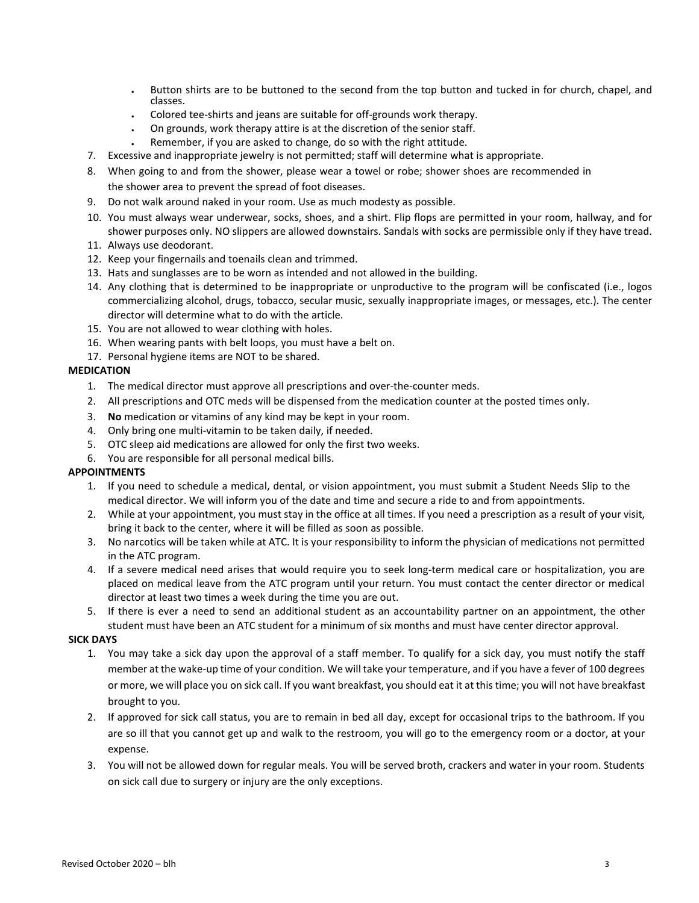- Button shirts are to be buttoned to the second from the top button and tucked in for church, chapel, and classes.
- Colored tee-shirts and jeans are suitable for off-grounds work therapy.
- On grounds, work therapy attire is at the discretion of the senior staff.
- Remember, if you are asked to change, do so with the right attitude.

7. Excessive and inappropriate jewelry is not permitted; staff will determine what is appropriate.
8. When going to and from the shower, please wear a towel or robe; shower shoes are recommended in the shower area to prevent the spread of foot diseases.
9. Do not walk around naked in your room. Use as much modesty as possible.
10. You must always wear underwear, socks, shoes, and a shirt. Flip flops are permitted in your room, hallway, and for shower purposes only. NO slippers are allowed downstairs. Sandals with socks are permissible only if they have tread.
11. Always use deodorant.
12. Keep your fingernails and toenails clean and trimmed.
13. Hats and sunglasses are to be worn as intended and not allowed in the building.
14. Any clothing that is determined to be inappropriate or unproductive to the program will be confiscated (i.e., logos commercializing alcohol, drugs, tobacco, secular music, sexually inappropriate images, or messages, etc.). The center director will determine what to do with the article.
15. You are not allowed to wear clothing with holes.
16. When wearing pants with belt loops, you must have a belt on.
17. Personal hygiene items are NOT to be shared.

**MEDICATION**

1. The medical director must approve all prescriptions and over-the-counter meds.
2. All prescriptions and OTC meds will be dispensed from the medication counter at the posted times only.
3. **No** medication or vitamins of any kind may be kept in your room.
4. Only bring one multi-vitamin to be taken daily, if needed.
5. OTC sleep aid medications are allowed for only the first two weeks.
6. You are responsible for all personal medical bills.

**APPOINTMENTS**

1. If you need to schedule a medical, dental, or vision appointment, you must submit a Student Needs Slip to the medical director. We will inform you of the date and time and secure a ride to and from appointments.
2. While at your appointment, you must stay in the office at all times. If you need a prescription as a result of your visit, bring it back to the center, where it will be filled as soon as possible.
3. No narcotics will be taken while at ATC. It is your responsibility to inform the physician of medications not permitted in the ATC program.
4. If a severe medical need arises that would require you to seek long-term medical care or hospitalization, you are placed on medical leave from the ATC program until your return. You must contact the center director or medical director at least two times a week during the time you are out.
5. If there is ever a need to send an additional student as an accountability partner on an appointment, the other student must have been an ATC student for a minimum of six months and must have center director approval.

**SICK DAYS**

1. You may take a sick day upon the approval of a staff member. To qualify for a sick day, you must notify the staff member at the wake-up time of your condition. We will take your temperature, and if you have a fever of 100 degrees or more, we will place you on sick call. If you want breakfast, you should eat it at this time; you will not have breakfast brought to you.
2. If approved for sick call status, you are to remain in bed all day, except for occasional trips to the bathroom. If you are so ill that you cannot get up and walk to the restroom, you will go to the emergency room or a doctor, at your expense.
3. You will not be allowed down for regular meals. You will be served broth, crackers and water in your room. Students on sick call due to surgery or injury are the only exceptions.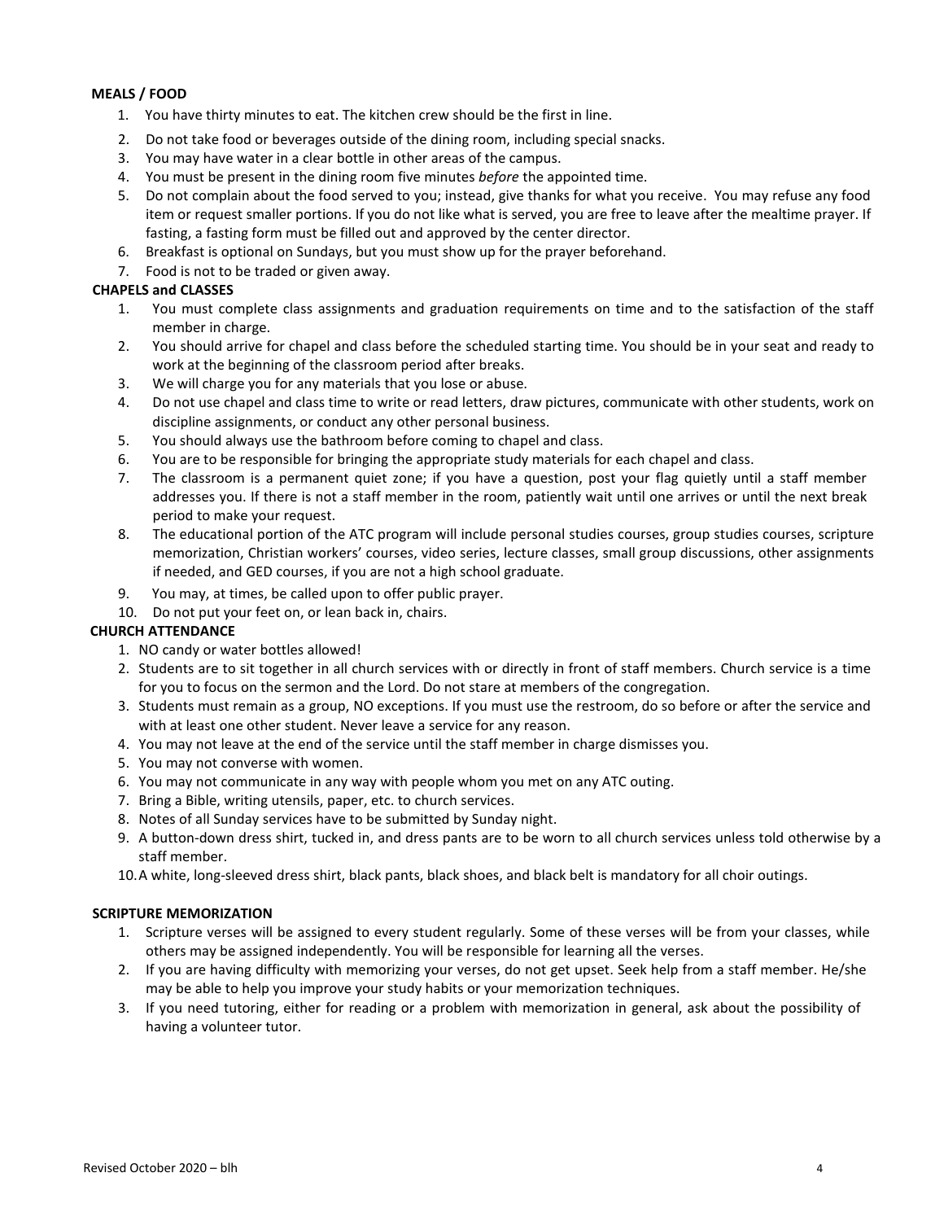**MEALS / FOOD**

1. You have thirty minutes to eat. The kitchen crew should be the first in line.
2. Do not take food or beverages outside of the dining room, including special snacks.
3. You may have water in a clear bottle in other areas of the campus.
4. You must be present in the dining room five minutes *before* the appointed time.
5. Do not complain about the food served to you; instead, give thanks for what you receive. You may refuse any food item or request smaller portions. If you do not like what is served, you are free to leave after the mealtime prayer. If fasting, a fasting form must be filled out and approved by the center director.
6. Breakfast is optional on Sundays, but you must show up for the prayer beforehand.
7. Food is not to be traded or given away.

**CHAPELS and CLASSES**

1. You must complete class assignments and graduation requirements on time and to the satisfaction of the staff member in charge.
2. You should arrive for chapel and class before the scheduled starting time. You should be in your seat and ready to work at the beginning of the classroom period after breaks.
3. We will charge you for any materials that you lose or abuse.
4. Do not use chapel and class time to write or read letters, draw pictures, communicate with other students, work on discipline assignments, or conduct any other personal business.
5. You should always use the bathroom before coming to chapel and class.
6. You are to be responsible for bringing the appropriate study materials for each chapel and class.
7. The classroom is a permanent quiet zone; if you have a question, post your flag quietly until a staff member addresses you. If there is not a staff member in the room, patiently wait until one arrives or until the next break period to make your request.
8. The educational portion of the ATC program will include personal studies courses, group studies courses, scripture memorization, Christian workers' courses, video series, lecture classes, small group discussions, other assignments if needed, and GED courses, if you are not a high school graduate.
9. You may, at times, be called upon to offer public prayer.
10. Do not put your feet on, or lean back in, chairs.

**CHURCH ATTENDANCE**

1. NO candy or water bottles allowed!
2. Students are to sit together in all church services with or directly in front of staff members. Church service is a time for you to focus on the sermon and the Lord. Do not stare at members of the congregation.
3. Students must remain as a group, NO exceptions. If you must use the restroom, do so before or after the service and with at least one other student. Never leave a service for any reason.
4. You may not leave at the end of the service until the staff member in charge dismisses you.
5. You may not converse with women.
6. You may not communicate in any way with people whom you met on any ATC outing.
7. Bring a Bible, writing utensils, paper, etc. to church services.
8. Notes of all Sunday services have to be submitted by Sunday night.
9. A button-down dress shirt, tucked in, and dress pants are to be worn to all church services unless told otherwise by a staff member.
10. A white, long-sleeved dress shirt, black pants, black shoes, and black belt is mandatory for all choir outings.

**SCRIPTURE MEMORIZATION**

1. Scripture verses will be assigned to every student regularly. Some of these verses will be from your classes, while others may be assigned independently. You will be responsible for learning all the verses.
2. If you are having difficulty with memorizing your verses, do not get upset. Seek help from a staff member. He/she may be able to help you improve your study habits or your memorization techniques.
3. If you need tutoring, either for reading or a problem with memorization in general, ask about the possibility of having a volunteer tutor.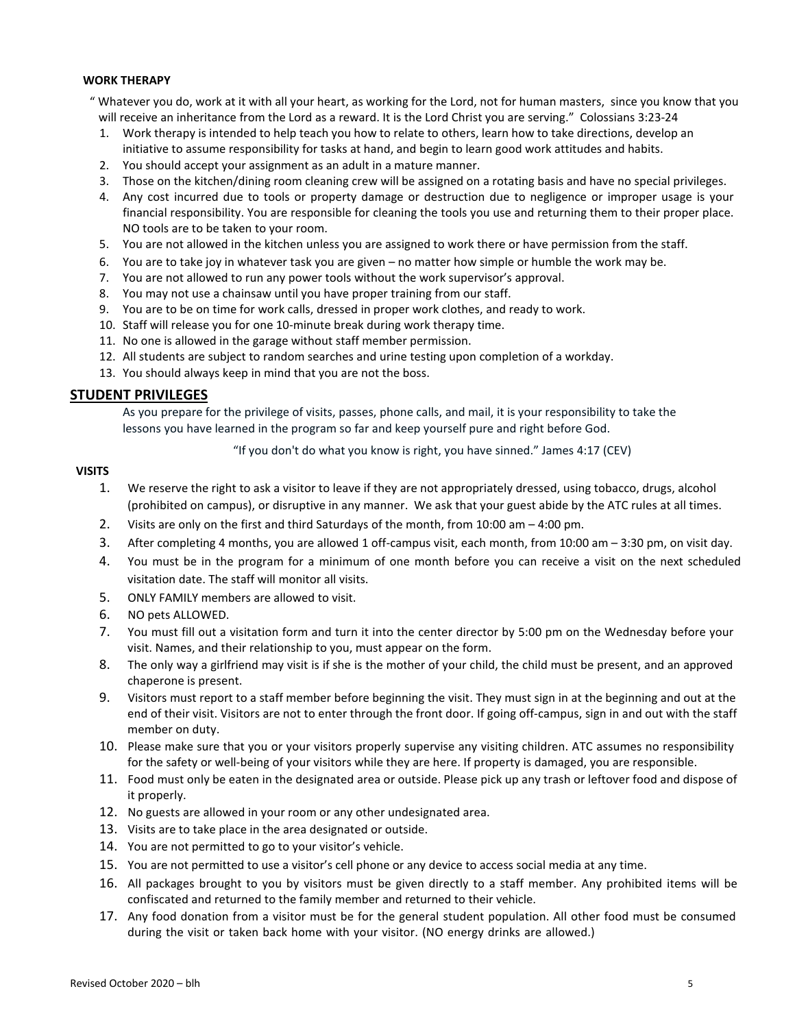### WORK THERAPY

" Whatever you do, work at it with all your heart, as working for the Lord, not for human masters, since you know that you will receive an inheritance from the Lord as a reward. It is the Lord Christ you are serving." Colossians 3:23-24

1. Work therapy is intended to help teach you how to relate to others, learn how to take directions, develop an initiative to assume responsibility for tasks at hand, and begin to learn good work attitudes and habits.
2. You should accept your assignment as an adult in a mature manner.
3. Those on the kitchen/dining room cleaning crew will be assigned on a rotating basis and have no special privileges.
4. Any cost incurred due to tools or property damage or destruction due to negligence or improper usage is your financial responsibility. You are responsible for cleaning the tools you use and returning them to their proper place. NO tools are to be taken to your room.
5. You are not allowed in the kitchen unless you are assigned to work there or have permission from the staff.
6. You are to take joy in whatever task you are given – no matter how simple or humble the work may be.
7. You are not allowed to run any power tools without the work supervisor's approval.
8. You may not use a chainsaw until you have proper training from our staff.
9. You are to be on time for work calls, dressed in proper work clothes, and ready to work.
10. Staff will release you for one 10-minute break during work therapy time.
11. No one is allowed in the garage without staff member permission.
12. All students are subject to random searches and urine testing upon completion of a workday.
13. You should always keep in mind that you are not the boss.

## STUDENT PRIVILEGES

As you prepare for the privilege of visits, passes, phone calls, and mail, it is your responsibility to take the lessons you have learned in the program so far and keep yourself pure and right before God.

"If you don't do what you know is right, you have sinned." James 4:17 (CEV)

### VISITS

1. We reserve the right to ask a visitor to leave if they are not appropriately dressed, using tobacco, drugs, alcohol (prohibited on campus), or disruptive in any manner. We ask that your guest abide by the ATC rules at all times.
2. Visits are only on the first and third Saturdays of the month, from 10:00 am – 4:00 pm.
3. After completing 4 months, you are allowed 1 off-campus visit, each month, from 10:00 am – 3:30 pm, on visit day.
4. You must be in the program for a minimum of one month before you can receive a visit on the next scheduled visitation date. The staff will monitor all visits.
5. ONLY FAMILY members are allowed to visit.
6. NO pets ALLOWED.
7. You must fill out a visitation form and turn it into the center director by 5:00 pm on the Wednesday before your visit. Names, and their relationship to you, must appear on the form.
8. The only way a girlfriend may visit is if she is the mother of your child, the child must be present, and an approved chaperone is present.
9. Visitors must report to a staff member before beginning the visit. They must sign in at the beginning and out at the end of their visit. Visitors are not to enter through the front door. If going off-campus, sign in and out with the staff member on duty.
10. Please make sure that you or your visitors properly supervise any visiting children. ATC assumes no responsibility for the safety or well-being of your visitors while they are here. If property is damaged, you are responsible.
11. Food must only be eaten in the designated area or outside. Please pick up any trash or leftover food and dispose of it properly.
12. No guests are allowed in your room or any other undesignated area.
13. Visits are to take place in the area designated or outside.
14. You are not permitted to go to your visitor's vehicle.
15. You are not permitted to use a visitor's cell phone or any device to access social media at any time.
16. All packages brought to you by visitors must be given directly to a staff member. Any prohibited items will be confiscated and returned to the family member and returned to their vehicle.
17. Any food donation from a visitor must be for the general student population. All other food must be consumed during the visit or taken back home with your visitor. (NO energy drinks are allowed.)

Revised October 2020 – blh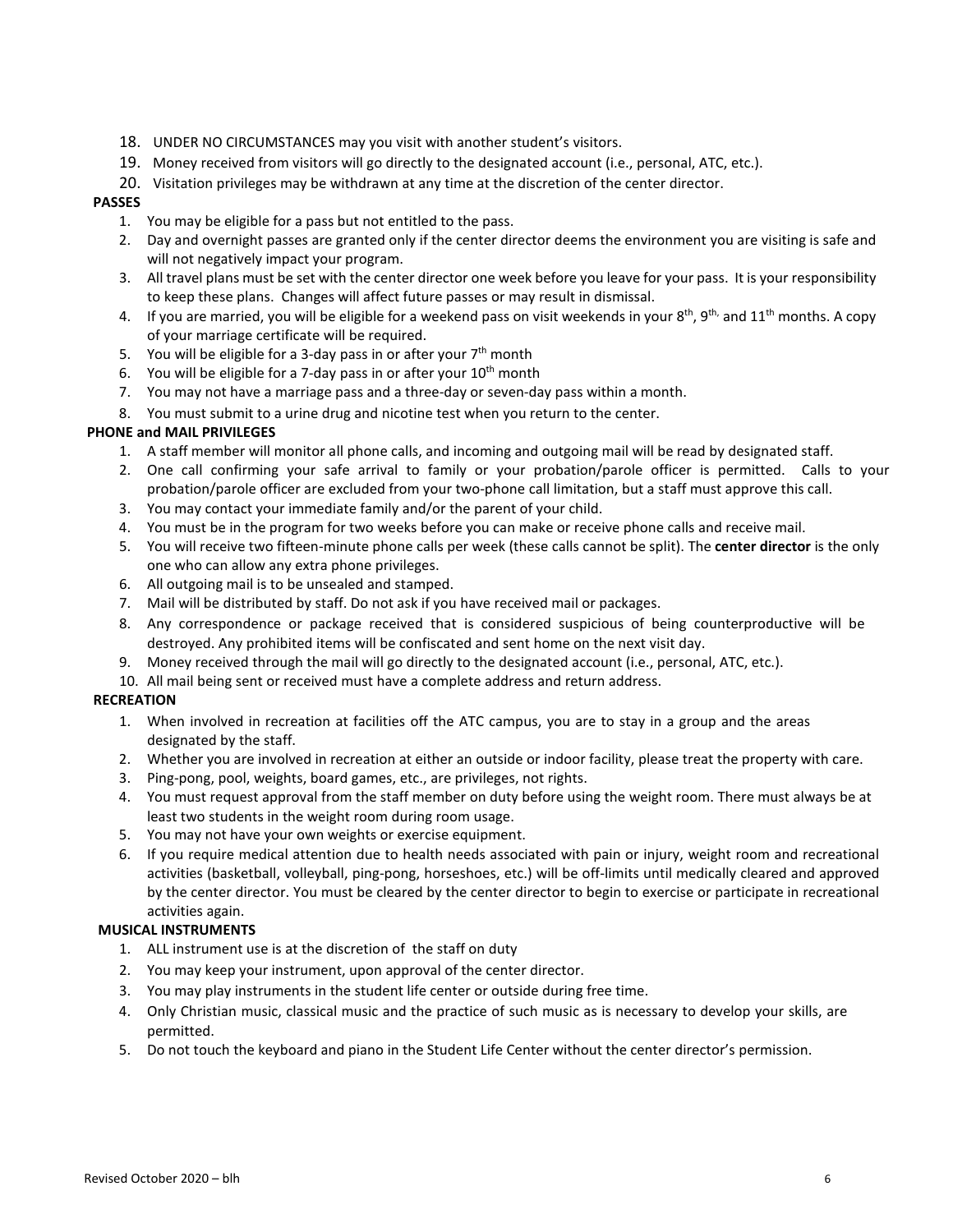18. UNDER NO CIRCUMSTANCES may you visit with another student's visitors.
19. Money received from visitors will go directly to the designated account (i.e., personal, ATC, etc.).
20. Visitation privileges may be withdrawn at any time at the discretion of the center director.

**PASSES**

1. You may be eligible for a pass but not entitled to the pass.
2. Day and overnight passes are granted only if the center director deems the environment you are visiting is safe and will not negatively impact your program.
3. All travel plans must be set with the center director one week before you leave for your pass. It is your responsibility to keep these plans. Changes will affect future passes or may result in dismissal.
4. If you are married, you will be eligible for a weekend pass on visit weekends in your 8th, 9th, and 11th months. A copy of your marriage certificate will be required.
5. You will be eligible for a 3-day pass in or after your 7th month
6. You will be eligible for a 7-day pass in or after your 10th month
7. You may not have a marriage pass and a three-day or seven-day pass within a month.
8. You must submit to a urine drug and nicotine test when you return to the center.

**PHONE and MAIL PRIVILEGES**

1. A staff member will monitor all phone calls, and incoming and outgoing mail will be read by designated staff.
2. One call confirming your safe arrival to family or your probation/parole officer is permitted. Calls to your probation/parole officer are excluded from your two-phone call limitation, but a staff must approve this call.
3. You may contact your immediate family and/or the parent of your child.
4. You must be in the program for two weeks before you can make or receive phone calls and receive mail.
5. You will receive two fifteen-minute phone calls per week (these calls cannot be split). The **center director** is the only one who can allow any extra phone privileges.
6. All outgoing mail is to be unsealed and stamped.
7. Mail will be distributed by staff. Do not ask if you have received mail or packages.
8. Any correspondence or package received that is considered suspicious of being counterproductive will be destroyed. Any prohibited items will be confiscated and sent home on the next visit day.
9. Money received through the mail will go directly to the designated account (i.e., personal, ATC, etc.).
10. All mail being sent or received must have a complete address and return address.

**RECREATION**

1. When involved in recreation at facilities off the ATC campus, you are to stay in a group and the areas designated by the staff.
2. Whether you are involved in recreation at either an outside or indoor facility, please treat the property with care.
3. Ping-pong, pool, weights, board games, etc., are privileges, not rights.
4. You must request approval from the staff member on duty before using the weight room. There must always be at least two students in the weight room during room usage.
5. You may not have your own weights or exercise equipment.
6. If you require medical attention due to health needs associated with pain or injury, weight room and recreational activities (basketball, volleyball, ping-pong, horseshoes, etc.) will be off-limits until medically cleared and approved by the center director. You must be cleared by the center director to begin to exercise or participate in recreational activities again.

**MUSICAL INSTRUMENTS**

1. ALL instrument use is at the discretion of the staff on duty
2. You may keep your instrument, upon approval of the center director.
3. You may play instruments in the student life center or outside during free time.
4. Only Christian music, classical music and the practice of such music as is necessary to develop your skills, are permitted.
5. Do not touch the keyboard and piano in the Student Life Center without the center director's permission.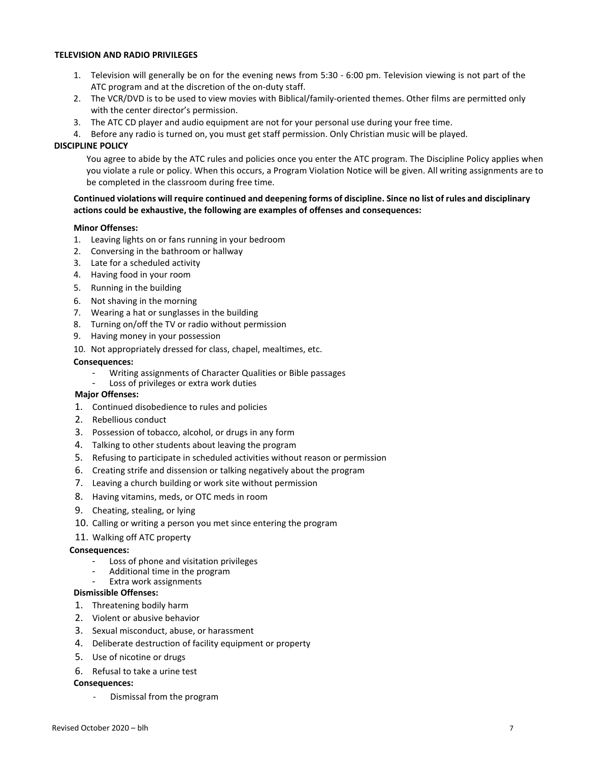## TELEVISION AND RADIO PRIVILEGES

1. Television will generally be on for the evening news from 5:30 - 6:00 pm. Television viewing is not part of the ATC program and at the discretion of the on-duty staff.
2. The VCR/DVD is to be used to view movies with Biblical/family-oriented themes. Other films are permitted only with the center director's permission.
3. The ATC CD player and audio equipment are not for your personal use during your free time.
4. Before any radio is turned on, you must get staff permission. Only Christian music will be played.

## DISCIPLINE POLICY

You agree to abide by the ATC rules and policies once you enter the ATC program. The Discipline Policy applies when you violate a rule or policy. When this occurs, a Program Violation Notice will be given. All writing assignments are to be completed in the classroom during free time.

**Continued violations will require continued and deepening forms of discipline. Since no list of rules and disciplinary actions could be exhaustive, the following are examples of offenses and consequences:**

**Minor Offenses:**

1. Leaving lights on or fans running in your bedroom
2. Conversing in the bathroom or hallway
3. Late for a scheduled activity
4. Having food in your room
5. Running in the building
6. Not shaving in the morning
7. Wearing a hat or sunglasses in the building
8. Turning on/off the TV or radio without permission
9. Having money in your possession
10. Not appropriately dressed for class, chapel, mealtimes, etc.

**Consequences:**

- Writing assignments of Character Qualities or Bible passages
- Loss of privileges or extra work duties

**Major Offenses:**

1. Continued disobedience to rules and policies
2. Rebellious conduct
3. Possession of tobacco, alcohol, or drugs in any form
4. Talking to other students about leaving the program
5. Refusing to participate in scheduled activities without reason or permission
6. Creating strife and dissension or talking negatively about the program
7. Leaving a church building or work site without permission
8. Having vitamins, meds, or OTC meds in room
9. Cheating, stealing, or lying
10. Calling or writing a person you met since entering the program
11. Walking off ATC property

**Consequences:**

- Loss of phone and visitation privileges
- Additional time in the program
- Extra work assignments

**Dismissible Offenses:**

1. Threatening bodily harm
2. Violent or abusive behavior
3. Sexual misconduct, abuse, or harassment
4. Deliberate destruction of facility equipment or property
5. Use of nicotine or drugs
6. Refusal to take a urine test

**Consequences:**

- Dismissal from the program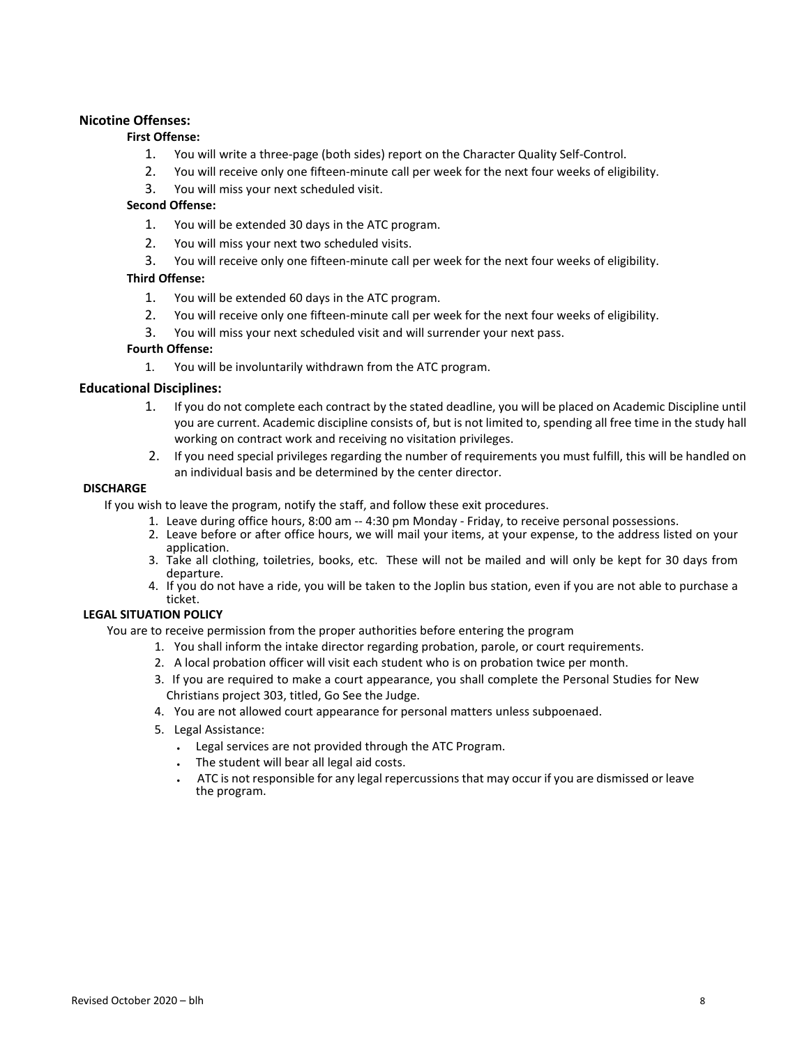## Nicotine Offenses:

### First Offense:

1. You will write a three-page (both sides) report on the Character Quality Self-Control.
2. You will receive only one fifteen-minute call per week for the next four weeks of eligibility.
3. You will miss your next scheduled visit.

### Second Offense:

1. You will be extended 30 days in the ATC program.
2. You will miss your next two scheduled visits.
3. You will receive only one fifteen-minute call per week for the next four weeks of eligibility.

### Third Offense:

1. You will be extended 60 days in the ATC program.
2. You will receive only one fifteen-minute call per week for the next four weeks of eligibility.
3. You will miss your next scheduled visit and will surrender your next pass.

### Fourth Offense:

1. You will be involuntarily withdrawn from the ATC program.

## Educational Disciplines:

1. If you do not complete each contract by the stated deadline, you will be placed on Academic Discipline until you are current. Academic discipline consists of, but is not limited to, spending all free time in the study hall working on contract work and receiving no visitation privileges.
2. If you need special privileges regarding the number of requirements you must fulfill, this will be handled on an individual basis and be determined by the center director.

## DISCHARGE

If you wish to leave the program, notify the staff, and follow these exit procedures.

1. Leave during office hours, 8:00 am -- 4:30 pm Monday - Friday, to receive personal possessions.
2. Leave before or after office hours, we will mail your items, at your expense, to the address listed on your application.
3. Take all clothing, toiletries, books, etc. These will not be mailed and will only be kept for 30 days from departure.
4. If you do not have a ride, you will be taken to the Joplin bus station, even if you are not able to purchase a ticket.

## LEGAL SITUATION POLICY

You are to receive permission from the proper authorities before entering the program

1. You shall inform the intake director regarding probation, parole, or court requirements.
2. A local probation officer will visit each student who is on probation twice per month.
3. If you are required to make a court appearance, you shall complete the Personal Studies for New Christians project 303, titled, Go See the Judge.
4. You are not allowed court appearance for personal matters unless subpoenaed.
5. Legal Assistance:
   - Legal services are not provided through the ATC Program.
   - The student will bear all legal aid costs.
   - ATC is not responsible for any legal repercussions that may occur if you are dismissed or leave the program.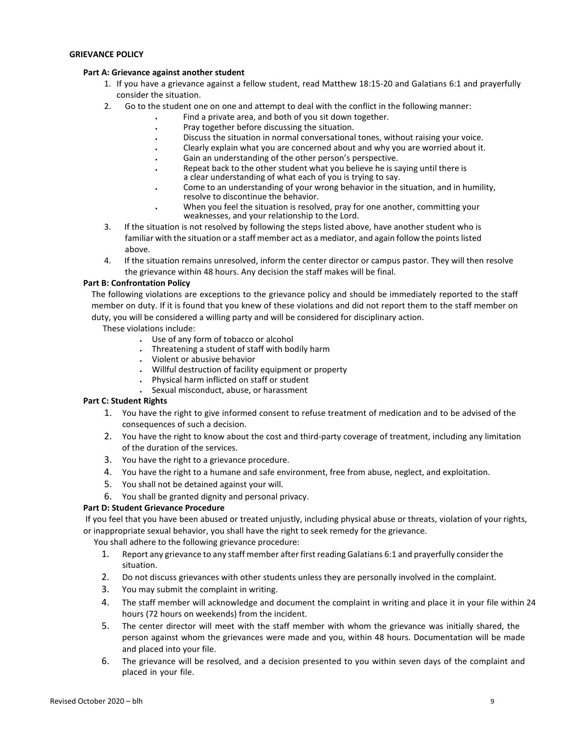## GRIEVANCE POLICY

### Part A: Grievance against another student

1. If you have a grievance against a fellow student, read Matthew 18:15-20 and Galatians 6:1 and prayerfully consider the situation.
2. Go to the student one on one and attempt to deal with the conflict in the following manner:
   - Find a private area, and both of you sit down together.
   - Pray together before discussing the situation.
   - Discuss the situation in normal conversational tones, without raising your voice.
   - Clearly explain what you are concerned about and why you are worried about it.
   - Gain an understanding of the other person's perspective.
   - Repeat back to the other student what you believe he is saying until there is a clear understanding of what each of you is trying to say.
   - Come to an understanding of your wrong behavior in the situation, and in humility, resolve to discontinue the behavior.
   - When you feel the situation is resolved, pray for one another, committing your weaknesses, and your relationship to the Lord.
3. If the situation is not resolved by following the steps listed above, have another student who is familiar with the situation or a staff member act as a mediator, and again follow the points listed above.
4. If the situation remains unresolved, inform the center director or campus pastor. They will then resolve the grievance within 48 hours. Any decision the staff makes will be final.

### Part B: Confrontation Policy

The following violations are exceptions to the grievance policy and should be immediately reported to the staff member on duty. If it is found that you knew of these violations and did not report them to the staff member on duty, you will be considered a willing party and will be considered for disciplinary action.

These violations include:

- Use of any form of tobacco or alcohol
- Threatening a student of staff with bodily harm
- Violent or abusive behavior
- Willful destruction of facility equipment or property
- Physical harm inflicted on staff or student
- Sexual misconduct, abuse, or harassment

### Part C: Student Rights

1. You have the right to give informed consent to refuse treatment of medication and to be advised of the consequences of such a decision.
2. You have the right to know about the cost and third-party coverage of treatment, including any limitation of the duration of the services.
3. You have the right to a grievance procedure.
4. You have the right to a humane and safe environment, free from abuse, neglect, and exploitation.
5. You shall not be detained against your will.
6. You shall be granted dignity and personal privacy.

### Part D: Student Grievance Procedure

If you feel that you have been abused or treated unjustly, including physical abuse or threats, violation of your rights, or inappropriate sexual behavior, you shall have the right to seek remedy for the grievance.

You shall adhere to the following grievance procedure:

1. Report any grievance to any staff member after first reading Galatians 6:1 and prayerfully consider the situation.
2. Do not discuss grievances with other students unless they are personally involved in the complaint.
3. You may submit the complaint in writing.
4. The staff member will acknowledge and document the complaint in writing and place it in your file within 24 hours (72 hours on weekends) from the incident.
5. The center director will meet with the staff member with whom the grievance was initially shared, the person against whom the grievances were made and you, within 48 hours. Documentation will be made and placed into your file.
6. The grievance will be resolved, and a decision presented to you within seven days of the complaint and placed in your file.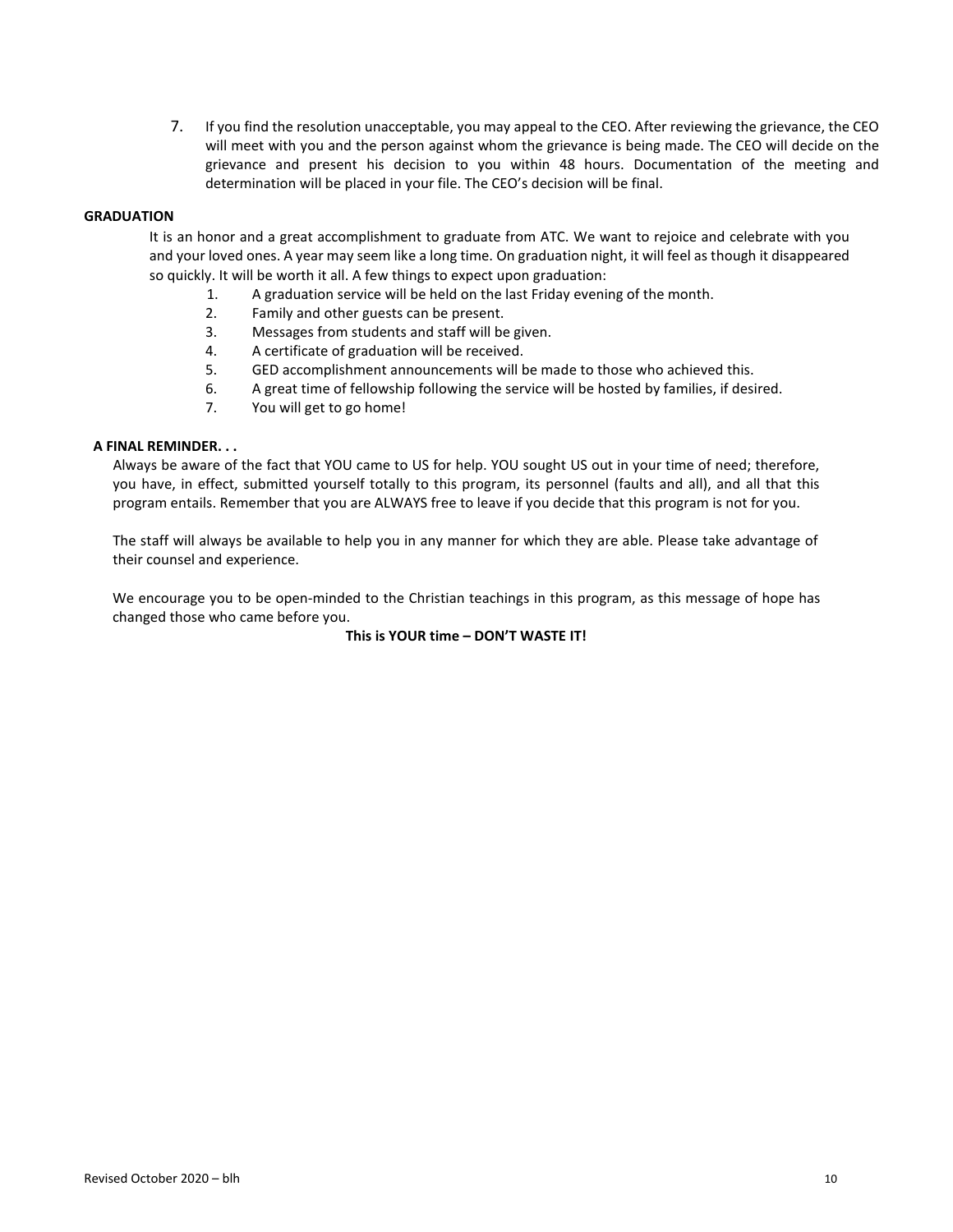7. If you find the resolution unacceptable, you may appeal to the CEO. After reviewing the grievance, the CEO will meet with you and the person against whom the grievance is being made. The CEO will decide on the grievance and present his decision to you within 48 hours. Documentation of the meeting and determination will be placed in your file. The CEO's decision will be final.

**GRADUATION**

It is an honor and a great accomplishment to graduate from ATC. We want to rejoice and celebrate with you and your loved ones. A year may seem like a long time. On graduation night, it will feel as though it disappeared so quickly. It will be worth it all. A few things to expect upon graduation:

1. A graduation service will be held on the last Friday evening of the month.
2. Family and other guests can be present.
3. Messages from students and staff will be given.
4. A certificate of graduation will be received.
5. GED accomplishment announcements will be made to those who achieved this.
6. A great time of fellowship following the service will be hosted by families, if desired.
7. You will get to go home!

**A FINAL REMINDER. . .**

Always be aware of the fact that YOU came to US for help. YOU sought US out in your time of need; therefore, you have, in effect, submitted yourself totally to this program, its personnel (faults and all), and all that this program entails. Remember that you are ALWAYS free to leave if you decide that this program is not for you.

The staff will always be available to help you in any manner for which they are able. Please take advantage of their counsel and experience.

We encourage you to be open-minded to the Christian teachings in this program, as this message of hope has changed those who came before you.

**This is YOUR time – DON'T WASTE IT!**